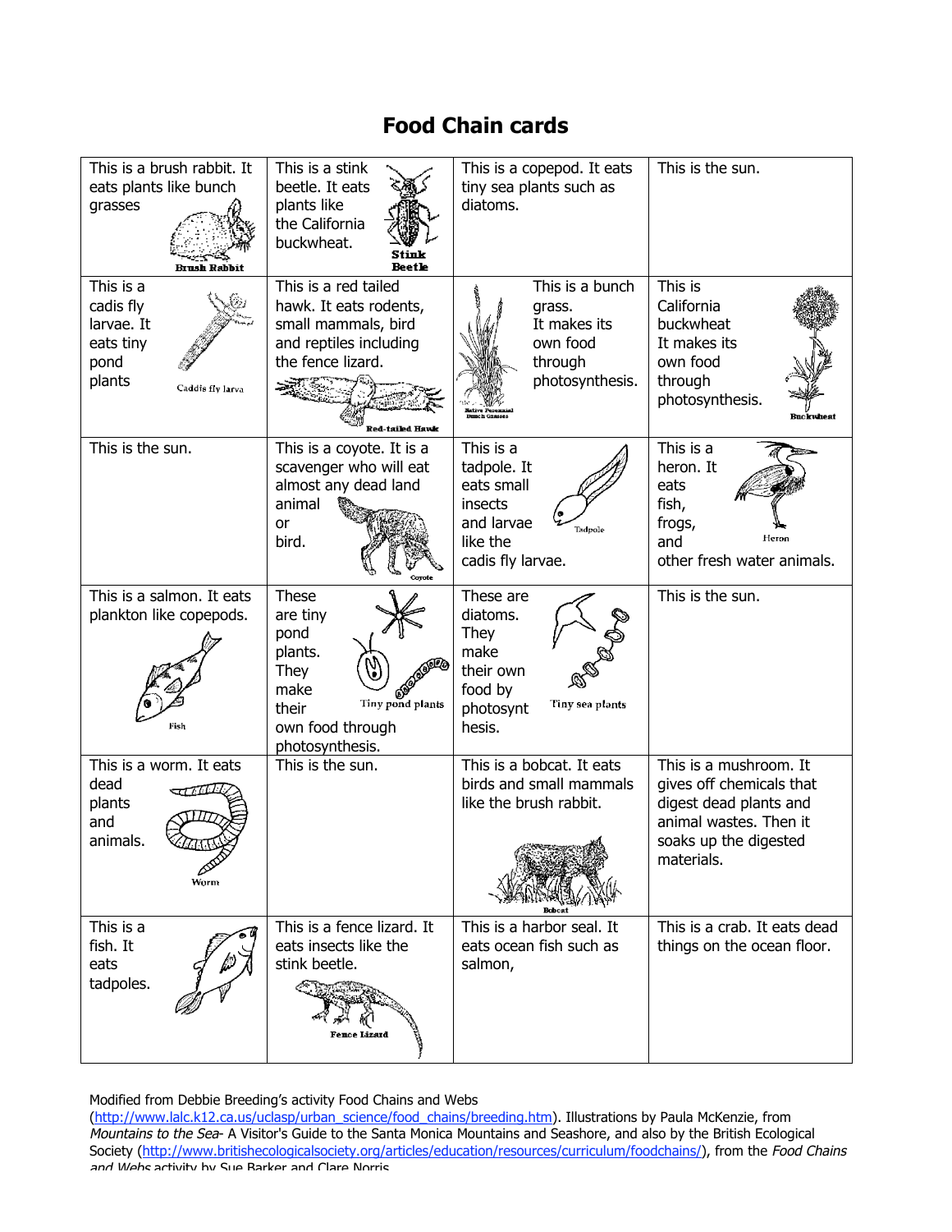# Food Chain cards

| | | | |
|---|---|---|---|
| This is a brush rabbit. It eats plants like bunch grasses Brush Rabbit | This is a stink beetle. It eats plants like the California buckwheat. Stink Beetle | This is a copepod. It eats tiny sea plants such as diatoms. | This is the sun. |
| This is a cadis fly larvae. It eats tiny pond plants Caddis fly larva | This is a red tailed hawk. It eats rodents, small mammals, bird and reptiles including the fence lizard. Red-tailed Hawk | This is a bunch grass. It makes its own food through photosynthesis. Native Perennial Bunch Grasses | This is California buckwheat It makes its own food through photosynthesis. Buckwheat |
| This is the sun. | This is a coyote. It is a scavenger who will eat almost any dead land animal or bird. Coyote | This is a tadpole. It eats small insects and larvae like the cadis fly larvae. Tadpole | This is a heron. It eats fish, frogs, and other fresh water animals. Heron |
| This is a salmon. It eats plankton like copepods. Fish | These are tiny pond plants. They make their own food through photosynthesis. Tiny pond plants | These are diatoms. They make their own food by photosynthesis. Tiny sea plants | This is the sun. |
| This is a worm. It eats dead plants and animals. Worm | This is the sun. | This is a bobcat. It eats birds and small mammals like the brush rabbit. Bobcat | This is a mushroom. It gives off chemicals that digest dead plants and animal wastes. Then it soaks up the digested materials. |
| This is a fish. It eats tadpoles. | This is a fence lizard. It eats insects like the stink beetle. Fence Lizard | This is a harbor seal. It eats ocean fish such as salmon, | This is a crab. It eats dead things on the ocean floor. |

Modified from Debbie Breeding's activity Food Chains and Webs (http://www.lalc.k12.ca.us/uclasp/urban_science/food_chains/breeding.htm). Illustrations by Paula McKenzie, from *Mountains to the Sea*- A Visitor's Guide to the Santa Monica Mountains and Seashore, and also by the British Ecological Society (http://www.britishecologicalsociety.org/articles/education/resources/curriculum/foodchains/), from the *Food Chains and Webs* activity by Sue Barker and Clare Norris.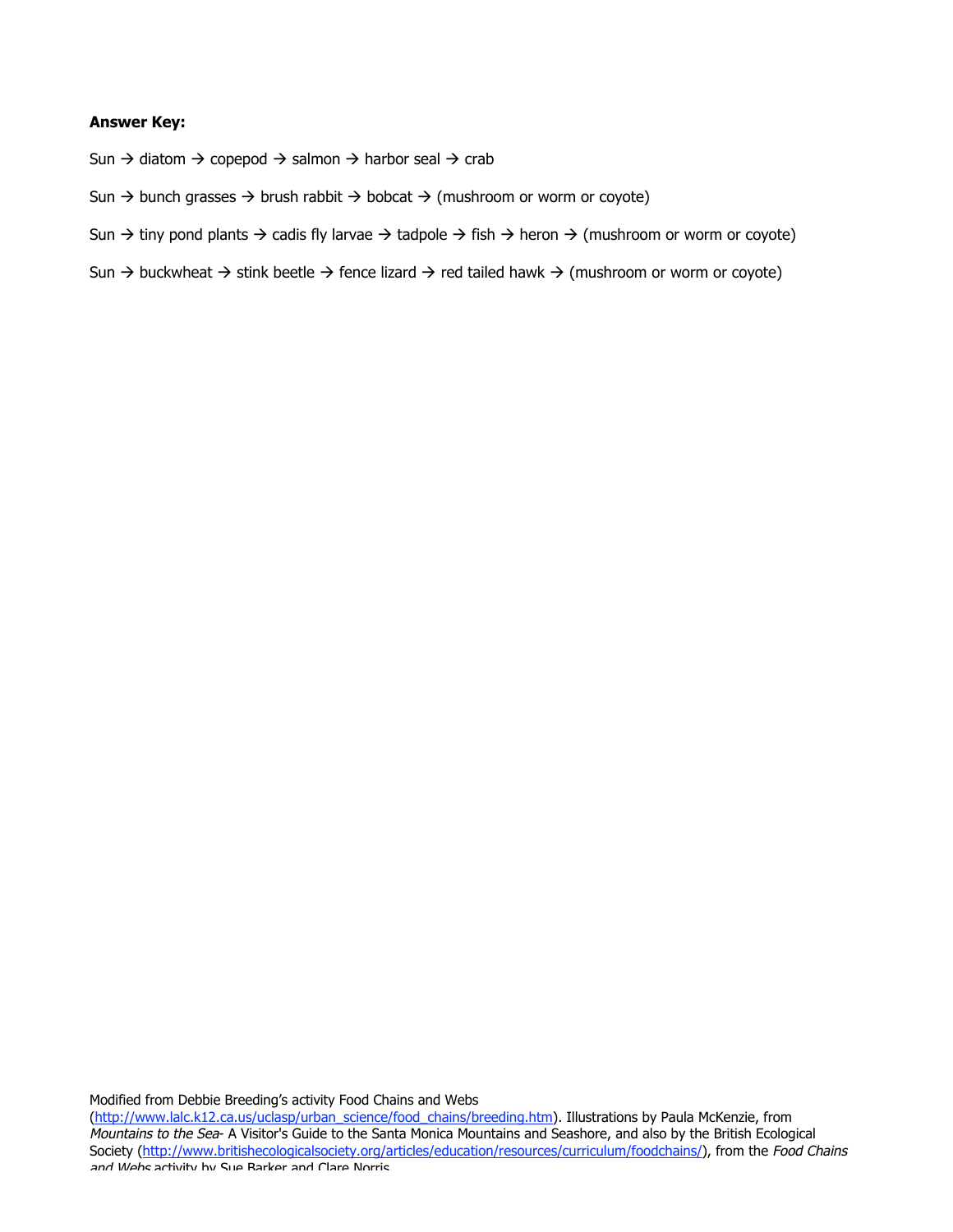**Answer Key:**

Sun → diatom → copepod → salmon → harbor seal → crab

Sun → bunch grasses → brush rabbit → bobcat → (mushroom or worm or coyote)

Sun → tiny pond plants → cadis fly larvae → tadpole → fish → heron → (mushroom or worm or coyote)

Sun → buckwheat → stink beetle → fence lizard → red tailed hawk → (mushroom or worm or coyote)

Modified from Debbie Breeding's activity Food Chains and Webs (http://www.lalc.k12.ca.us/uclasp/urban_science/food_chains/breeding.htm). Illustrations by Paula McKenzie, from *Mountains to the Sea*- A Visitor's Guide to the Santa Monica Mountains and Seashore, and also by the British Ecological Society (http://www.britishecologicalsociety.org/articles/education/resources/curriculum/foodchains/), from the *Food Chains and Webs* activity by Sue Barker and Clare Norris.